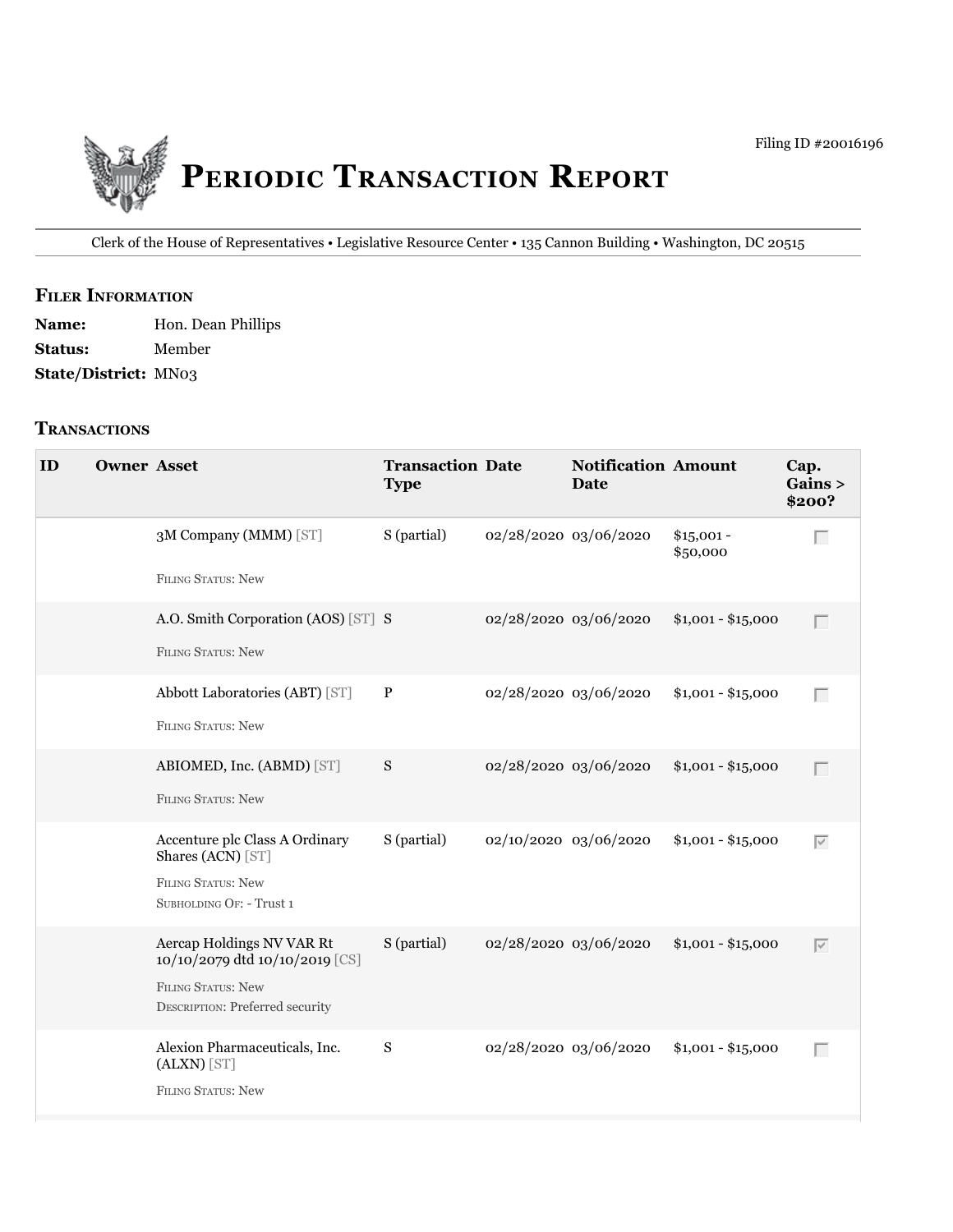Filing ID #20016196

# Periodic Transaction Report

Clerk of the House of Representatives • Legislative Resource Center • 135 Cannon Building • Washington, DC 20515

## Filer Information

**Name:** Hon. Dean Phillips

**Status:** Member

**State/District:** MN03

## Transactions

| ID | Owner | Asset | Transaction Type | Date | Notification Date | Amount | Cap. Gains > $200? |
|---|---|---|---|---|---|---|---|
| | | 3M Company (MMM) [ST]<br>Filing Status: New | S (partial) | 02/28/2020 | 03/06/2020 | $15,001 - $50,000 | ☐ |
| | | A.O. Smith Corporation (AOS) [ST]<br>Filing Status: New | S | 02/28/2020 | 03/06/2020 | $1,001 - $15,000 | ☐ |
| | | Abbott Laboratories (ABT) [ST]<br>Filing Status: New | P | 02/28/2020 | 03/06/2020 | $1,001 - $15,000 | ☐ |
| | | ABIOMED, Inc. (ABMD) [ST]<br>Filing Status: New | S | 02/28/2020 | 03/06/2020 | $1,001 - $15,000 | ☐ |
| | | Accenture plc Class A Ordinary Shares (ACN) [ST]<br>Filing Status: New<br>Subholding Of: - Trust 1 | S (partial) | 02/10/2020 | 03/06/2020 | $1,001 - $15,000 | ☑ |
| | | Aercap Holdings NV VAR Rt 10/10/2079 dtd 10/10/2019 [CS]<br>Filing Status: New<br>Description: Preferred security | S (partial) | 02/28/2020 | 03/06/2020 | $1,001 - $15,000 | ☑ |
| | | Alexion Pharmaceuticals, Inc. (ALXN) [ST]<br>Filing Status: New | S | 02/28/2020 | 03/06/2020 | $1,001 - $15,000 | ☐ |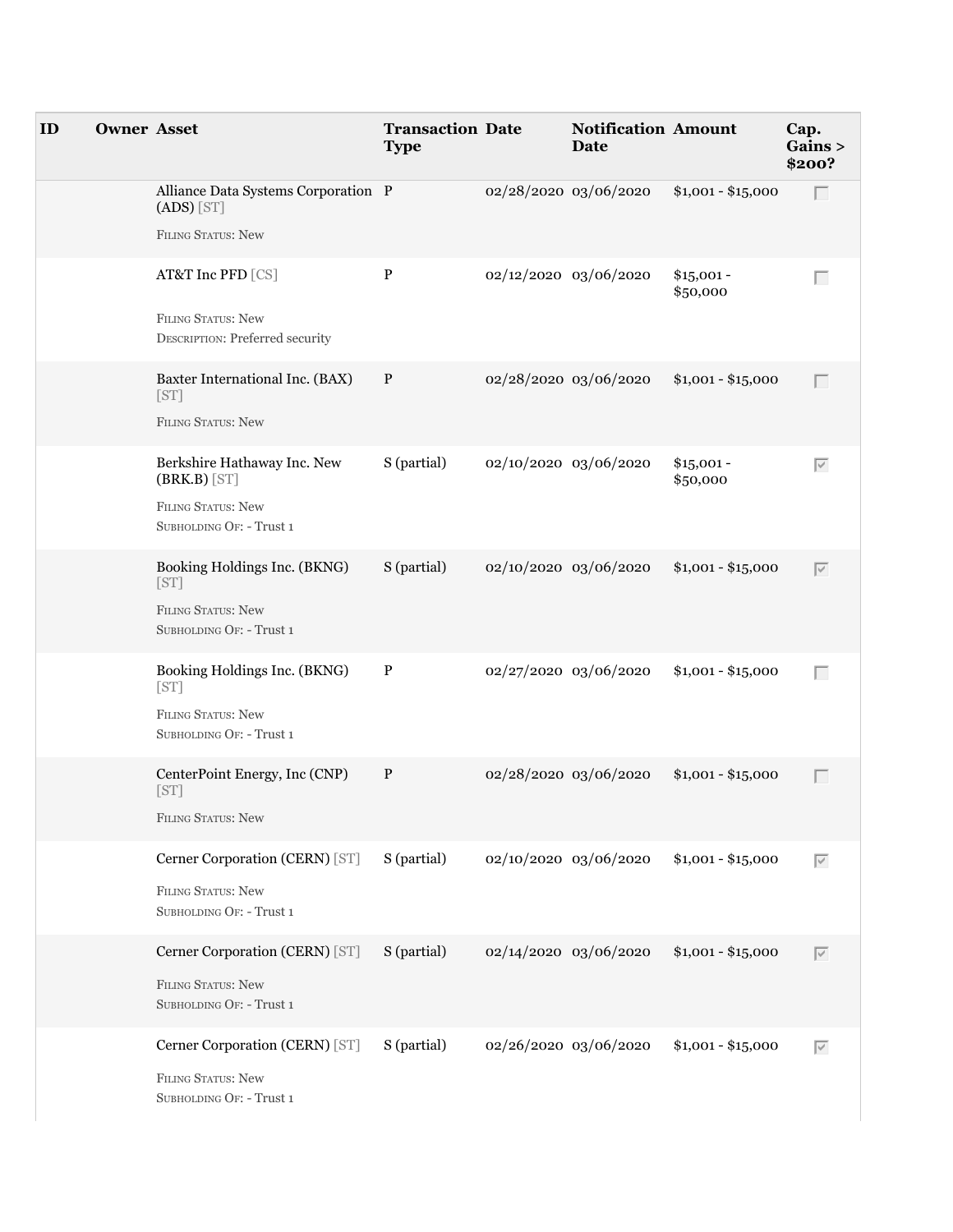| ID | Owner | Asset | Transaction Type | Date | Notification Date | Amount | Cap. Gains > $200? |
| --- | --- | --- | --- | --- | --- | --- | --- |
| | | Alliance Data Systems Corporation (ADS) [ST]<br>FILING STATUS: New | P | 02/28/2020 | 03/06/2020 | $1,001 - $15,000 | ☐ |
| | | AT&T Inc PFD [CS]<br>FILING STATUS: New<br>DESCRIPTION: Preferred security | P | 02/12/2020 | 03/06/2020 | $15,001 - $50,000 | ☐ |
| | | Baxter International Inc. (BAX) [ST]<br>FILING STATUS: New | P | 02/28/2020 | 03/06/2020 | $1,001 - $15,000 | ☐ |
| | | Berkshire Hathaway Inc. New (BRK.B) [ST]<br>FILING STATUS: New<br>SUBHOLDING OF: - Trust 1 | S (partial) | 02/10/2020 | 03/06/2020 | $15,001 - $50,000 | ☑ |
| | | Booking Holdings Inc. (BKNG) [ST]<br>FILING STATUS: New<br>SUBHOLDING OF: - Trust 1 | S (partial) | 02/10/2020 | 03/06/2020 | $1,001 - $15,000 | ☑ |
| | | Booking Holdings Inc. (BKNG) [ST]<br>FILING STATUS: New<br>SUBHOLDING OF: - Trust 1 | P | 02/27/2020 | 03/06/2020 | $1,001 - $15,000 | ☐ |
| | | CenterPoint Energy, Inc (CNP) [ST]<br>FILING STATUS: New | P | 02/28/2020 | 03/06/2020 | $1,001 - $15,000 | ☐ |
| | | Cerner Corporation (CERN) [ST]<br>FILING STATUS: New<br>SUBHOLDING OF: - Trust 1 | S (partial) | 02/10/2020 | 03/06/2020 | $1,001 - $15,000 | ☑ |
| | | Cerner Corporation (CERN) [ST]<br>FILING STATUS: New<br>SUBHOLDING OF: - Trust 1 | S (partial) | 02/14/2020 | 03/06/2020 | $1,001 - $15,000 | ☑ |
| | | Cerner Corporation (CERN) [ST]<br>FILING STATUS: New<br>SUBHOLDING OF: - Trust 1 | S (partial) | 02/26/2020 | 03/06/2020 | $1,001 - $15,000 | ☑ |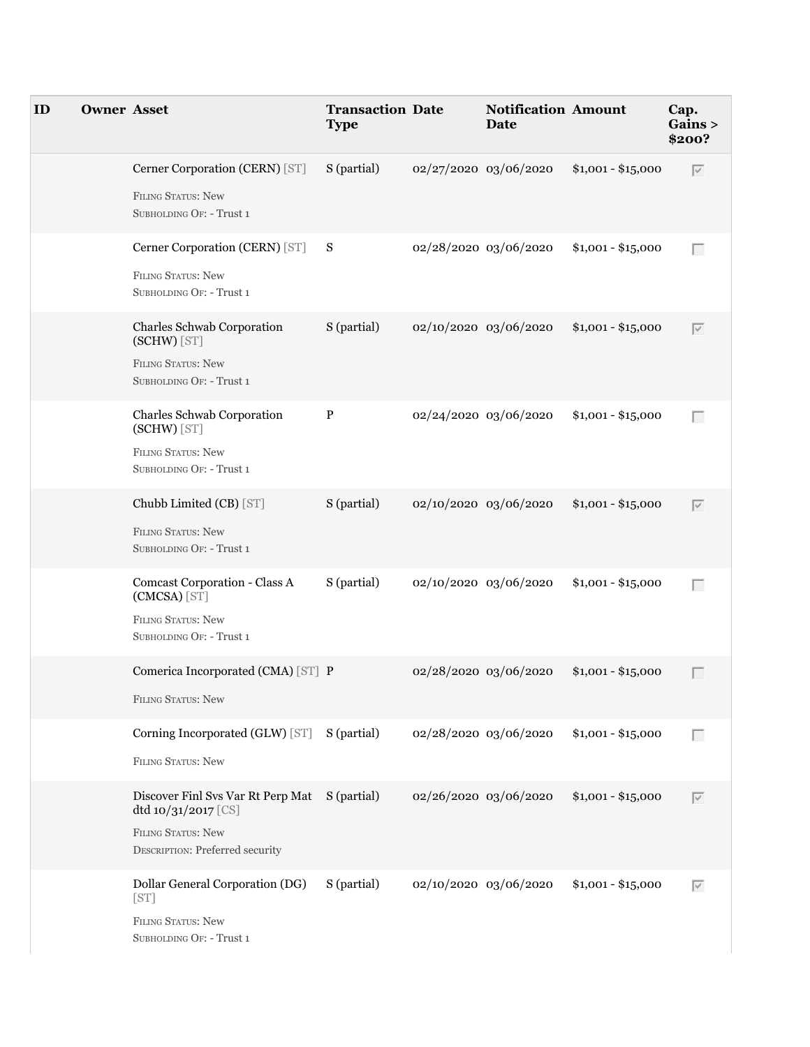| ID | Owner | Asset | Transaction Type | Date | Notification Date | Amount | Cap. Gains > $200? |
|---|---|---|---|---|---|---|---|
| | | Cerner Corporation (CERN) [ST]<br>FILING STATUS: New<br>SUBHOLDING OF: - Trust 1 | S (partial) | 02/27/2020 | 03/06/2020 | $1,001 - $15,000 | ☑ |
| | | Cerner Corporation (CERN) [ST]<br>FILING STATUS: New<br>SUBHOLDING OF: - Trust 1 | S | 02/28/2020 | 03/06/2020 | $1,001 - $15,000 | ☐ |
| | | Charles Schwab Corporation (SCHW) [ST]<br>FILING STATUS: New<br>SUBHOLDING OF: - Trust 1 | S (partial) | 02/10/2020 | 03/06/2020 | $1,001 - $15,000 | ☑ |
| | | Charles Schwab Corporation (SCHW) [ST]<br>FILING STATUS: New<br>SUBHOLDING OF: - Trust 1 | P | 02/24/2020 | 03/06/2020 | $1,001 - $15,000 | ☐ |
| | | Chubb Limited (CB) [ST]<br>FILING STATUS: New<br>SUBHOLDING OF: - Trust 1 | S (partial) | 02/10/2020 | 03/06/2020 | $1,001 - $15,000 | ☑ |
| | | Comcast Corporation - Class A (CMCSA) [ST]<br>FILING STATUS: New<br>SUBHOLDING OF: - Trust 1 | S (partial) | 02/10/2020 | 03/06/2020 | $1,001 - $15,000 | ☐ |
| | | Comerica Incorporated (CMA) [ST]<br>FILING STATUS: New | P | 02/28/2020 | 03/06/2020 | $1,001 - $15,000 | ☐ |
| | | Corning Incorporated (GLW) [ST]<br>FILING STATUS: New | S (partial) | 02/28/2020 | 03/06/2020 | $1,001 - $15,000 | ☐ |
| | | Discover Finl Svs Var Rt Perp Mat dtd 10/31/2017 [CS]<br>FILING STATUS: New<br>DESCRIPTION: Preferred security | S (partial) | 02/26/2020 | 03/06/2020 | $1,001 - $15,000 | ☑ |
| | | Dollar General Corporation (DG) [ST]<br>FILING STATUS: New<br>SUBHOLDING OF: - Trust 1 | S (partial) | 02/10/2020 | 03/06/2020 | $1,001 - $15,000 | ☑ |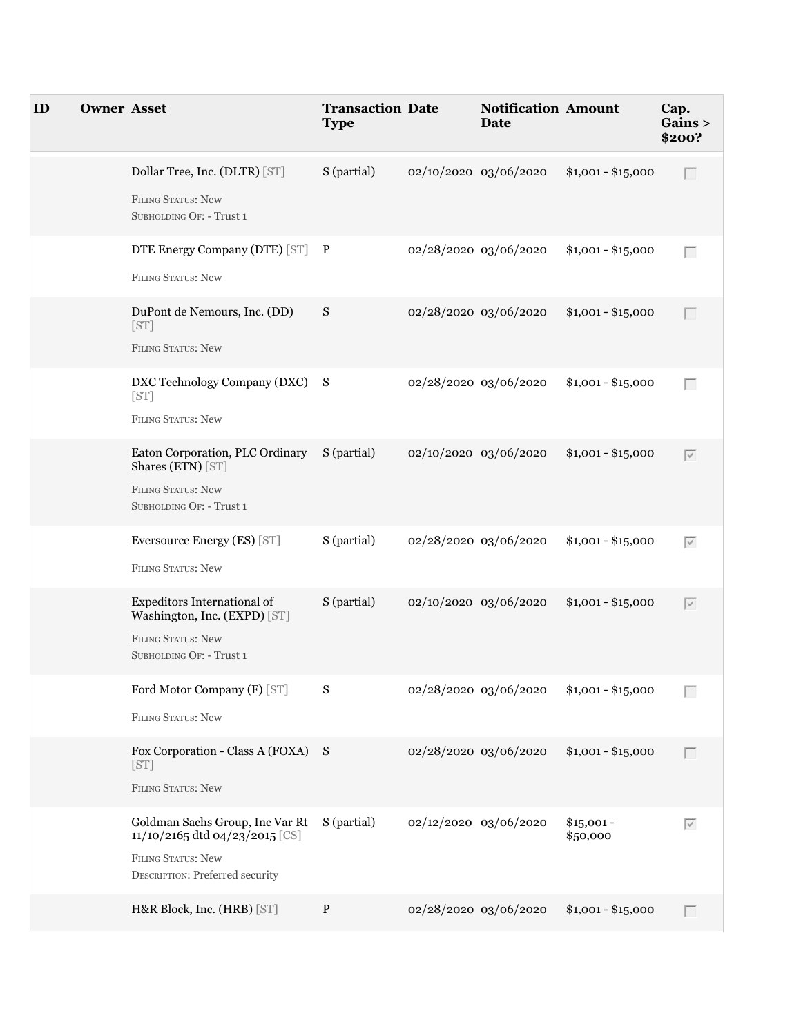| ID | Owner | Asset | Transaction Type | Date | Notification Date | Amount | Cap. Gains > $200? |
|---|---|---|---|---|---|---|---|
| | | Dollar Tree, Inc. (DLTR) [ST]<br>Filing Status: New<br>Subholding Of: - Trust 1 | S (partial) | 02/10/2020 | 03/06/2020 | $1,001 - $15,000 | ☐ |
| | | DTE Energy Company (DTE) [ST]<br>Filing Status: New | P | 02/28/2020 | 03/06/2020 | $1,001 - $15,000 | ☐ |
| | | DuPont de Nemours, Inc. (DD) [ST]<br>Filing Status: New | S | 02/28/2020 | 03/06/2020 | $1,001 - $15,000 | ☐ |
| | | DXC Technology Company (DXC) [ST]<br>Filing Status: New | S | 02/28/2020 | 03/06/2020 | $1,001 - $15,000 | ☐ |
| | | Eaton Corporation, PLC Ordinary Shares (ETN) [ST]<br>Filing Status: New<br>Subholding Of: - Trust 1 | S (partial) | 02/10/2020 | 03/06/2020 | $1,001 - $15,000 | ☑ |
| | | Eversource Energy (ES) [ST]<br>Filing Status: New | S (partial) | 02/28/2020 | 03/06/2020 | $1,001 - $15,000 | ☑ |
| | | Expeditors International of Washington, Inc. (EXPD) [ST]<br>Filing Status: New<br>Subholding Of: - Trust 1 | S (partial) | 02/10/2020 | 03/06/2020 | $1,001 - $15,000 | ☑ |
| | | Ford Motor Company (F) [ST]<br>Filing Status: New | S | 02/28/2020 | 03/06/2020 | $1,001 - $15,000 | ☐ |
| | | Fox Corporation - Class A (FOXA) [ST]<br>Filing Status: New | S | 02/28/2020 | 03/06/2020 | $1,001 - $15,000 | ☐ |
| | | Goldman Sachs Group, Inc Var Rt 11/10/2165 dtd 04/23/2015 [CS]<br>Filing Status: New<br>Description: Preferred security | S (partial) | 02/12/2020 | 03/06/2020 | $15,001 - $50,000 | ☑ |
| | | H&R Block, Inc. (HRB) [ST] | P | 02/28/2020 | 03/06/2020 | $1,001 - $15,000 | ☐ |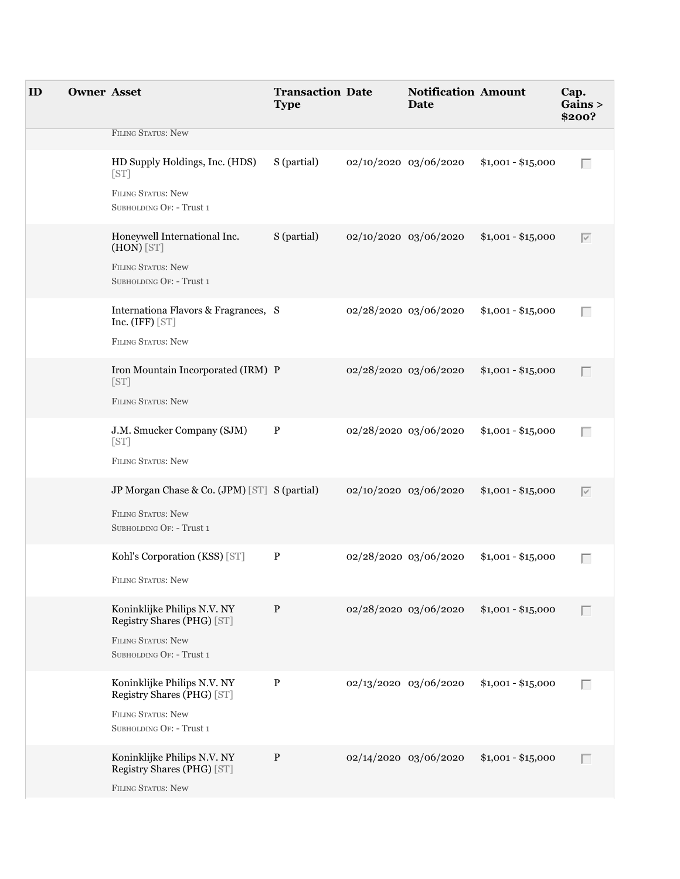| ID | Owner | Asset | Transaction Type | Date | Notification Date | Amount | Cap. Gains > $200? |
| --- | --- | --- | --- | --- | --- | --- | --- |
| | | Filing Status: New | | | | | |
| | | HD Supply Holdings, Inc. (HDS) [ST]<br>Filing Status: New<br>Subholding Of: - Trust 1 | S (partial) | 02/10/2020 | 03/06/2020 | $1,001 - $15,000 | ☐ |
| | | Honeywell International Inc. (HON) [ST]<br>Filing Status: New<br>Subholding Of: - Trust 1 | S (partial) | 02/10/2020 | 03/06/2020 | $1,001 - $15,000 | ☑ |
| | | Internationa Flavors & Fragrances, Inc. (IFF) [ST]<br>Filing Status: New | S | 02/28/2020 | 03/06/2020 | $1,001 - $15,000 | ☐ |
| | | Iron Mountain Incorporated (IRM) [ST]<br>Filing Status: New | P | 02/28/2020 | 03/06/2020 | $1,001 - $15,000 | ☐ |
| | | J.M. Smucker Company (SJM) [ST]<br>Filing Status: New | P | 02/28/2020 | 03/06/2020 | $1,001 - $15,000 | ☐ |
| | | JP Morgan Chase & Co. (JPM) [ST]<br>Filing Status: New<br>Subholding Of: - Trust 1 | S (partial) | 02/10/2020 | 03/06/2020 | $1,001 - $15,000 | ☑ |
| | | Kohl's Corporation (KSS) [ST]<br>Filing Status: New | P | 02/28/2020 | 03/06/2020 | $1,001 - $15,000 | ☐ |
| | | Koninklijke Philips N.V. NY Registry Shares (PHG) [ST]<br>Filing Status: New<br>Subholding Of: - Trust 1 | P | 02/28/2020 | 03/06/2020 | $1,001 - $15,000 | ☐ |
| | | Koninklijke Philips N.V. NY Registry Shares (PHG) [ST]<br>Filing Status: New<br>Subholding Of: - Trust 1 | P | 02/13/2020 | 03/06/2020 | $1,001 - $15,000 | ☐ |
| | | Koninklijke Philips N.V. NY Registry Shares (PHG) [ST]<br>Filing Status: New | P | 02/14/2020 | 03/06/2020 | $1,001 - $15,000 | ☐ |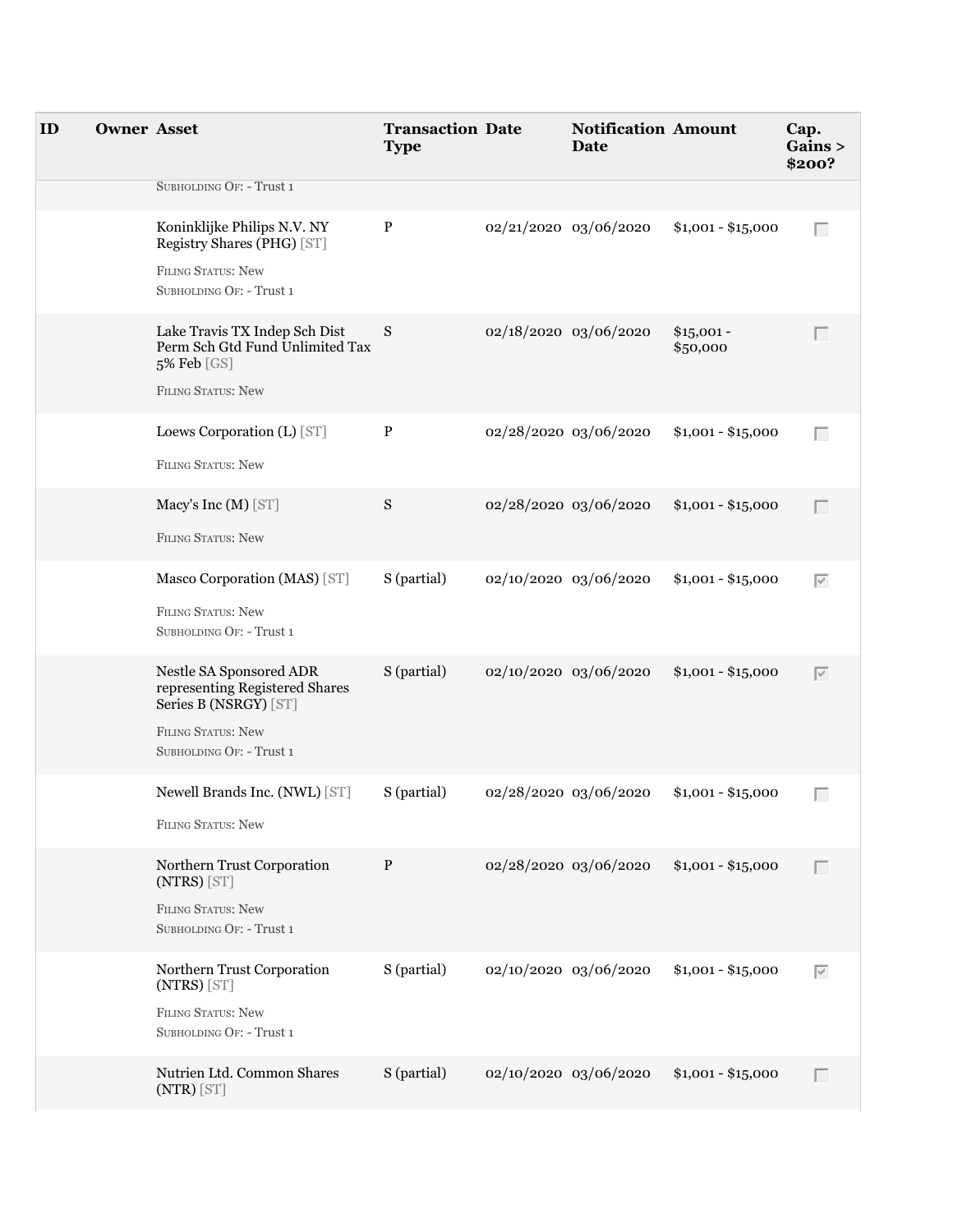| ID | Owner | Asset | Transaction Type | Date | Notification Date | Amount | Cap. Gains > $200? |
|---|---|---|---|---|---|---|---|
| | | SUBHOLDING OF: - Trust 1 | | | | | |
| | | Koninklijke Philips N.V. NY Registry Shares (PHG) [ST]<br>FILING STATUS: New<br>SUBHOLDING OF: - Trust 1 | P | 02/21/2020 | 03/06/2020 | $1,001 - $15,000 | ☐ |
| | | Lake Travis TX Indep Sch Dist Perm Sch Gtd Fund Unlimited Tax 5% Feb [GS]<br>FILING STATUS: New | S | 02/18/2020 | 03/06/2020 | $15,001 - $50,000 | ☐ |
| | | Loews Corporation (L) [ST]<br>FILING STATUS: New | P | 02/28/2020 | 03/06/2020 | $1,001 - $15,000 | ☐ |
| | | Macy's Inc (M) [ST]<br>FILING STATUS: New | S | 02/28/2020 | 03/06/2020 | $1,001 - $15,000 | ☐ |
| | | Masco Corporation (MAS) [ST]<br>FILING STATUS: New<br>SUBHOLDING OF: - Trust 1 | S (partial) | 02/10/2020 | 03/06/2020 | $1,001 - $15,000 | ☑ |
| | | Nestle SA Sponsored ADR representing Registered Shares Series B (NSRGY) [ST]<br>FILING STATUS: New<br>SUBHOLDING OF: - Trust 1 | S (partial) | 02/10/2020 | 03/06/2020 | $1,001 - $15,000 | ☑ |
| | | Newell Brands Inc. (NWL) [ST]<br>FILING STATUS: New | S (partial) | 02/28/2020 | 03/06/2020 | $1,001 - $15,000 | ☐ |
| | | Northern Trust Corporation (NTRS) [ST]<br>FILING STATUS: New<br>SUBHOLDING OF: - Trust 1 | P | 02/28/2020 | 03/06/2020 | $1,001 - $15,000 | ☐ |
| | | Northern Trust Corporation (NTRS) [ST]<br>FILING STATUS: New<br>SUBHOLDING OF: - Trust 1 | S (partial) | 02/10/2020 | 03/06/2020 | $1,001 - $15,000 | ☑ |
| | | Nutrien Ltd. Common Shares (NTR) [ST] | S (partial) | 02/10/2020 | 03/06/2020 | $1,001 - $15,000 | ☐ |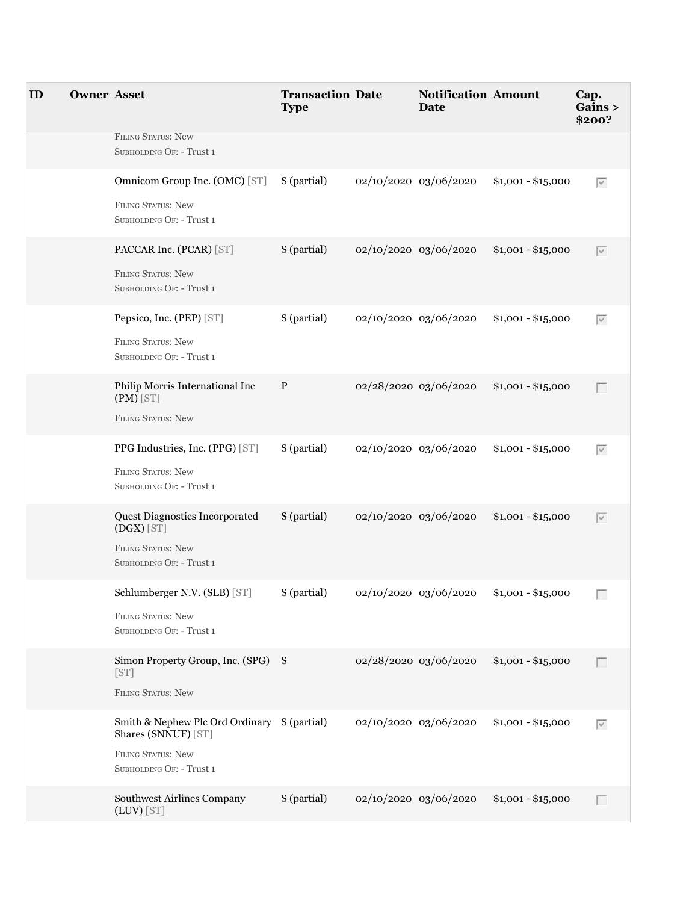| ID | Owner | Asset | Transaction Type | Date | Notification Date | Amount | Cap. Gains > $200? |
|---|---|---|---|---|---|---|---|
| | | FILING STATUS: New<br>SUBHOLDING OF: - Trust 1 | | | | | |
| | | Omnicom Group Inc. (OMC) [ST]<br>FILING STATUS: New<br>SUBHOLDING OF: - Trust 1 | S (partial) | 02/10/2020 | 03/06/2020 | $1,001 - $15,000 | ☑ |
| | | PACCAR Inc. (PCAR) [ST]<br>FILING STATUS: New<br>SUBHOLDING OF: - Trust 1 | S (partial) | 02/10/2020 | 03/06/2020 | $1,001 - $15,000 | ☑ |
| | | Pepsico, Inc. (PEP) [ST]<br>FILING STATUS: New<br>SUBHOLDING OF: - Trust 1 | S (partial) | 02/10/2020 | 03/06/2020 | $1,001 - $15,000 | ☑ |
| | | Philip Morris International Inc (PM) [ST]<br>FILING STATUS: New | P | 02/28/2020 | 03/06/2020 | $1,001 - $15,000 | ☐ |
| | | PPG Industries, Inc. (PPG) [ST]<br>FILING STATUS: New<br>SUBHOLDING OF: - Trust 1 | S (partial) | 02/10/2020 | 03/06/2020 | $1,001 - $15,000 | ☑ |
| | | Quest Diagnostics Incorporated (DGX) [ST]<br>FILING STATUS: New<br>SUBHOLDING OF: - Trust 1 | S (partial) | 02/10/2020 | 03/06/2020 | $1,001 - $15,000 | ☑ |
| | | Schlumberger N.V. (SLB) [ST]<br>FILING STATUS: New<br>SUBHOLDING OF: - Trust 1 | S (partial) | 02/10/2020 | 03/06/2020 | $1,001 - $15,000 | ☐ |
| | | Simon Property Group, Inc. (SPG) [ST]<br>FILING STATUS: New | S | 02/28/2020 | 03/06/2020 | $1,001 - $15,000 | ☐ |
| | | Smith & Nephew Plc Ord Ordinary Shares (SNNUF) [ST]<br>FILING STATUS: New<br>SUBHOLDING OF: - Trust 1 | S (partial) | 02/10/2020 | 03/06/2020 | $1,001 - $15,000 | ☑ |
| | | Southwest Airlines Company (LUV) [ST] | S (partial) | 02/10/2020 | 03/06/2020 | $1,001 - $15,000 | ☐ |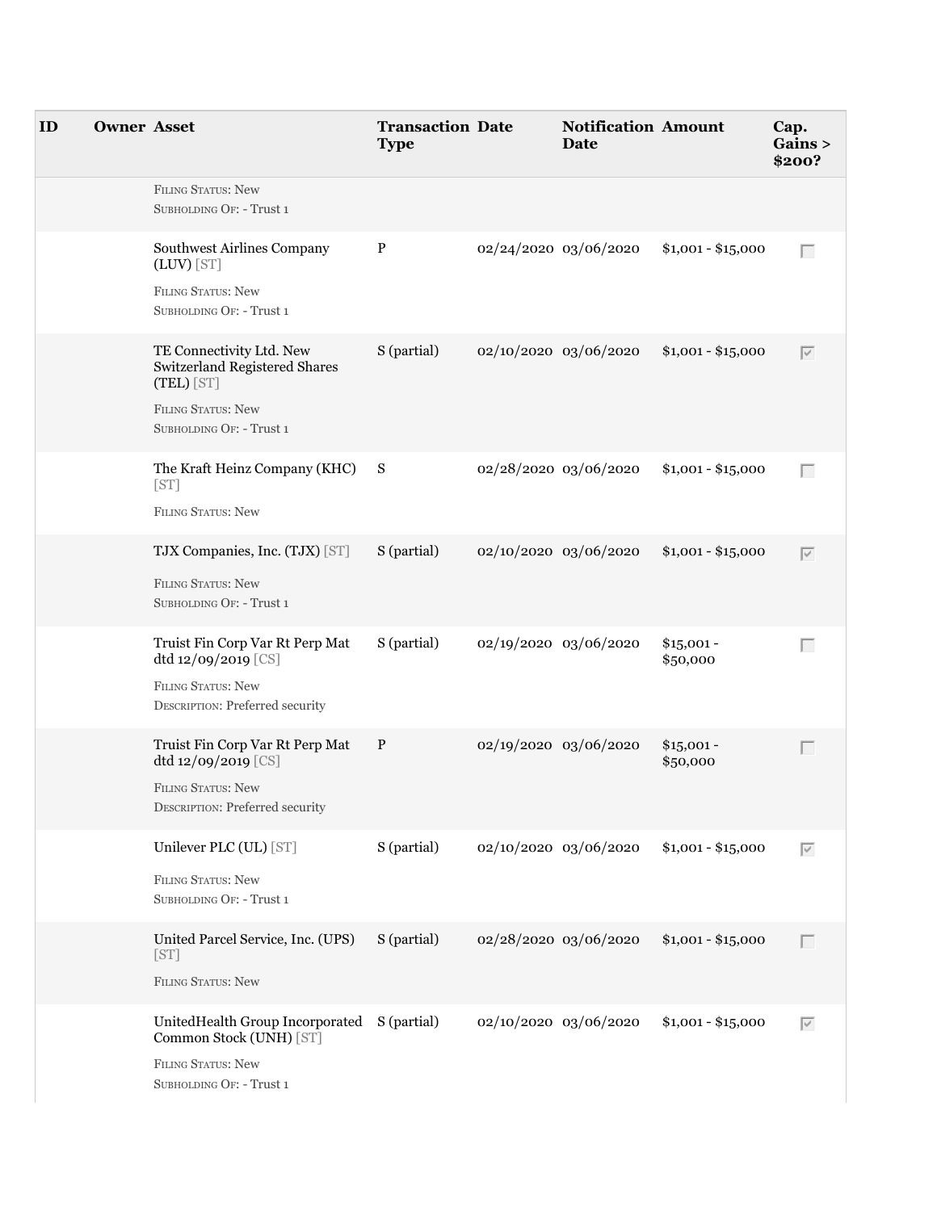| ID | Owner | Asset | Transaction Type | Date | Notification Date | Amount | Cap. Gains > $200? |
|---|---|---|---|---|---|---|---|
| | | FILING STATUS: New<br>SUBHOLDING OF: - Trust 1 | | | | | |
| | | Southwest Airlines Company (LUV) [ST]<br>FILING STATUS: New<br>SUBHOLDING OF: - Trust 1 | P | 02/24/2020 | 03/06/2020 | $1,001 - $15,000 | ☐ |
| | | TE Connectivity Ltd. New Switzerland Registered Shares (TEL) [ST]<br>FILING STATUS: New<br>SUBHOLDING OF: - Trust 1 | S (partial) | 02/10/2020 | 03/06/2020 | $1,001 - $15,000 | ☑ |
| | | The Kraft Heinz Company (KHC) [ST]<br>FILING STATUS: New | S | 02/28/2020 | 03/06/2020 | $1,001 - $15,000 | ☐ |
| | | TJX Companies, Inc. (TJX) [ST]<br>FILING STATUS: New<br>SUBHOLDING OF: - Trust 1 | S (partial) | 02/10/2020 | 03/06/2020 | $1,001 - $15,000 | ☑ |
| | | Truist Fin Corp Var Rt Perp Mat dtd 12/09/2019 [CS]<br>FILING STATUS: New<br>DESCRIPTION: Preferred security | S (partial) | 02/19/2020 | 03/06/2020 | $15,001 - $50,000 | ☐ |
| | | Truist Fin Corp Var Rt Perp Mat dtd 12/09/2019 [CS]<br>FILING STATUS: New<br>DESCRIPTION: Preferred security | P | 02/19/2020 | 03/06/2020 | $15,001 - $50,000 | ☐ |
| | | Unilever PLC (UL) [ST]<br>FILING STATUS: New<br>SUBHOLDING OF: - Trust 1 | S (partial) | 02/10/2020 | 03/06/2020 | $1,001 - $15,000 | ☑ |
| | | United Parcel Service, Inc. (UPS) [ST]<br>FILING STATUS: New | S (partial) | 02/28/2020 | 03/06/2020 | $1,001 - $15,000 | ☐ |
| | | UnitedHealth Group Incorporated Common Stock (UNH) [ST]<br>FILING STATUS: New<br>SUBHOLDING OF: - Trust 1 | S (partial) | 02/10/2020 | 03/06/2020 | $1,001 - $15,000 | ☑ |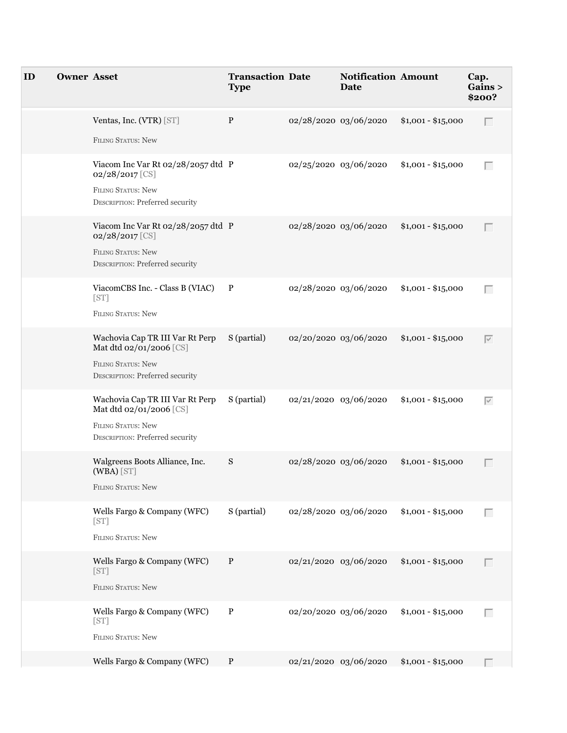| ID | Owner | Asset | Transaction Type | Date | Notification Date | Amount | Cap. Gains > $200? |
|---|---|---|---|---|---|---|---|
| | | Ventas, Inc. (VTR) [ST]<br>Filing Status: New | P | 02/28/2020 | 03/06/2020 | $1,001 - $15,000 | ☐ |
| | | Viacom Inc Var Rt 02/28/2057 dtd 02/28/2017 [CS]<br>Filing Status: New<br>Description: Preferred security | P | 02/25/2020 | 03/06/2020 | $1,001 - $15,000 | ☐ |
| | | Viacom Inc Var Rt 02/28/2057 dtd 02/28/2017 [CS]<br>Filing Status: New<br>Description: Preferred security | P | 02/28/2020 | 03/06/2020 | $1,001 - $15,000 | ☐ |
| | | ViacomCBS Inc. - Class B (VIAC) [ST]<br>Filing Status: New | P | 02/28/2020 | 03/06/2020 | $1,001 - $15,000 | ☐ |
| | | Wachovia Cap TR III Var Rt Perp Mat dtd 02/01/2006 [CS]<br>Filing Status: New<br>Description: Preferred security | S (partial) | 02/20/2020 | 03/06/2020 | $1,001 - $15,000 | ☑ |
| | | Wachovia Cap TR III Var Rt Perp Mat dtd 02/01/2006 [CS]<br>Filing Status: New<br>Description: Preferred security | S (partial) | 02/21/2020 | 03/06/2020 | $1,001 - $15,000 | ☑ |
| | | Walgreens Boots Alliance, Inc. (WBA) [ST]<br>Filing Status: New | S | 02/28/2020 | 03/06/2020 | $1,001 - $15,000 | ☐ |
| | | Wells Fargo & Company (WFC) [ST]<br>Filing Status: New | S (partial) | 02/28/2020 | 03/06/2020 | $1,001 - $15,000 | ☐ |
| | | Wells Fargo & Company (WFC) [ST]<br>Filing Status: New | P | 02/21/2020 | 03/06/2020 | $1,001 - $15,000 | ☐ |
| | | Wells Fargo & Company (WFC) [ST]<br>Filing Status: New | P | 02/20/2020 | 03/06/2020 | $1,001 - $15,000 | ☐ |
| | | Wells Fargo & Company (WFC) | P | 02/21/2020 | 03/06/2020 | $1,001 - $15,000 | ☐ |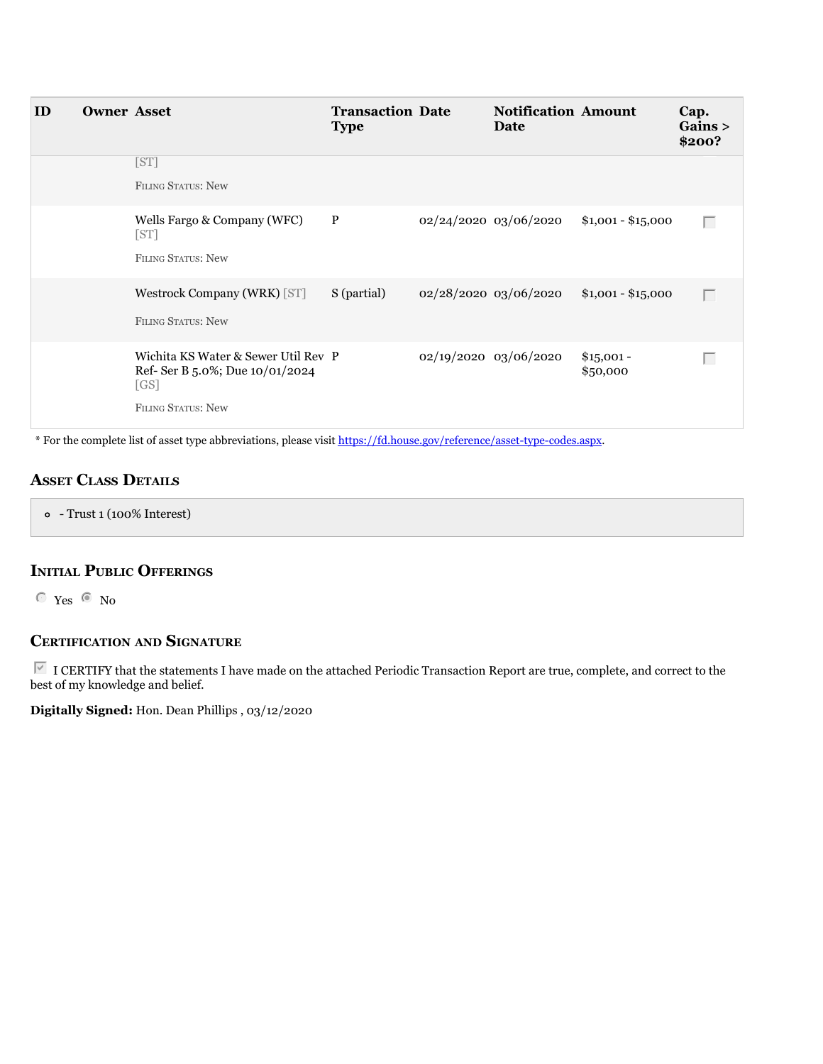| ID | Owner | Asset | Transaction Type | Date | Notification Date | Amount | Cap. Gains > $200? |
|---|---|---|---|---|---|---|---|
| | | [ST]<br>Filing Status: New | | | | | |
| | | Wells Fargo & Company (WFC) [ST]<br>Filing Status: New | P | 02/24/2020 | 03/06/2020 | $1,001 - $15,000 | ☐ |
| | | Westrock Company (WRK) [ST]<br>Filing Status: New | S (partial) | 02/28/2020 | 03/06/2020 | $1,001 - $15,000 | ☐ |
| | | Wichita KS Water & Sewer Util Rev Ref- Ser B 5.0%; Due 10/01/2024 [GS]<br>Filing Status: New | P | 02/19/2020 | 03/06/2020 | $15,001 - $50,000 | ☐ |

* For the complete list of asset type abbreviations, please visit https://fd.house.gov/reference/asset-type-codes.aspx.

## Asset Class Details

- - Trust 1 (100% Interest)

## Initial Public Offerings

○ Yes ◉ No

## Certification and Signature

☑ I CERTIFY that the statements I have made on the attached Periodic Transaction Report are true, complete, and correct to the best of my knowledge and belief.

**Digitally Signed:** Hon. Dean Phillips , 03/12/2020